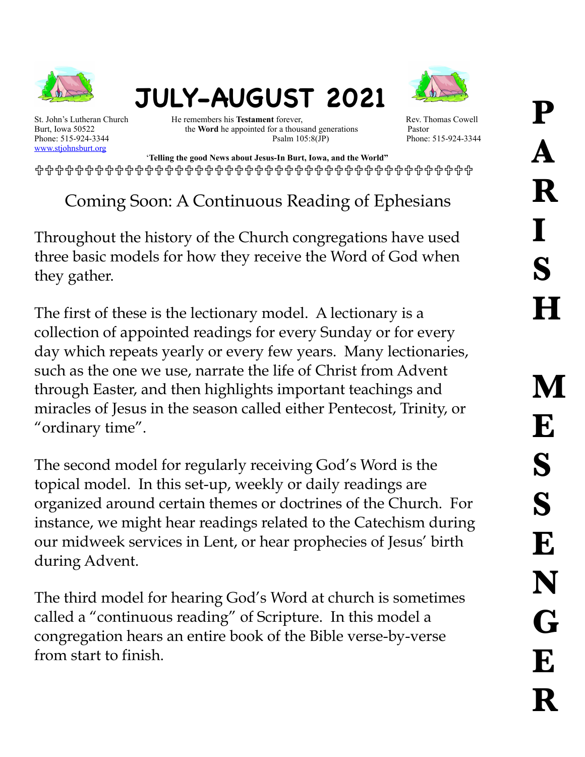# JULY-AUGUST 2021

# PARISH MESSENGER

St. John's Lutheran Church
Burt, Iowa 50522
Phone: 515-924-3344
www.stjohnsburt.org

He remembers his **Testament** forever,
the **Word** he appointed for a thousand generations
Psalm 105:8(JP)

Rev. Thomas Cowell
Pastor
Phone: 515-924-3344

**"Telling the good News about Jesus-In Burt, Iowa, and the World"**

✞✞✞✞✞✞✞✞✞✞✞✞✞✞✞✞✞✞✞✞✞✞✞✞✞✞✞✞✞✞✞✞✞✞✞✞✞✞✞✞✞✞✞✞✞✞✞✞

## Coming Soon: A Continuous Reading of Ephesians

Throughout the history of the Church congregations have used three basic models for how they receive the Word of God when they gather.

The first of these is the lectionary model. A lectionary is a collection of appointed readings for every Sunday or for every day which repeats yearly or every few years. Many lectionaries, such as the one we use, narrate the life of Christ from Advent through Easter, and then highlights important teachings and miracles of Jesus in the season called either Pentecost, Trinity, or "ordinary time".

The second model for regularly receiving God's Word is the topical model. In this set-up, weekly or daily readings are organized around certain themes or doctrines of the Church. For instance, we might hear readings related to the Catechism during our midweek services in Lent, or hear prophecies of Jesus' birth during Advent.

The third model for hearing God's Word at church is sometimes called a "continuous reading" of Scripture. In this model a congregation hears an entire book of the Bible verse-by-verse from start to finish.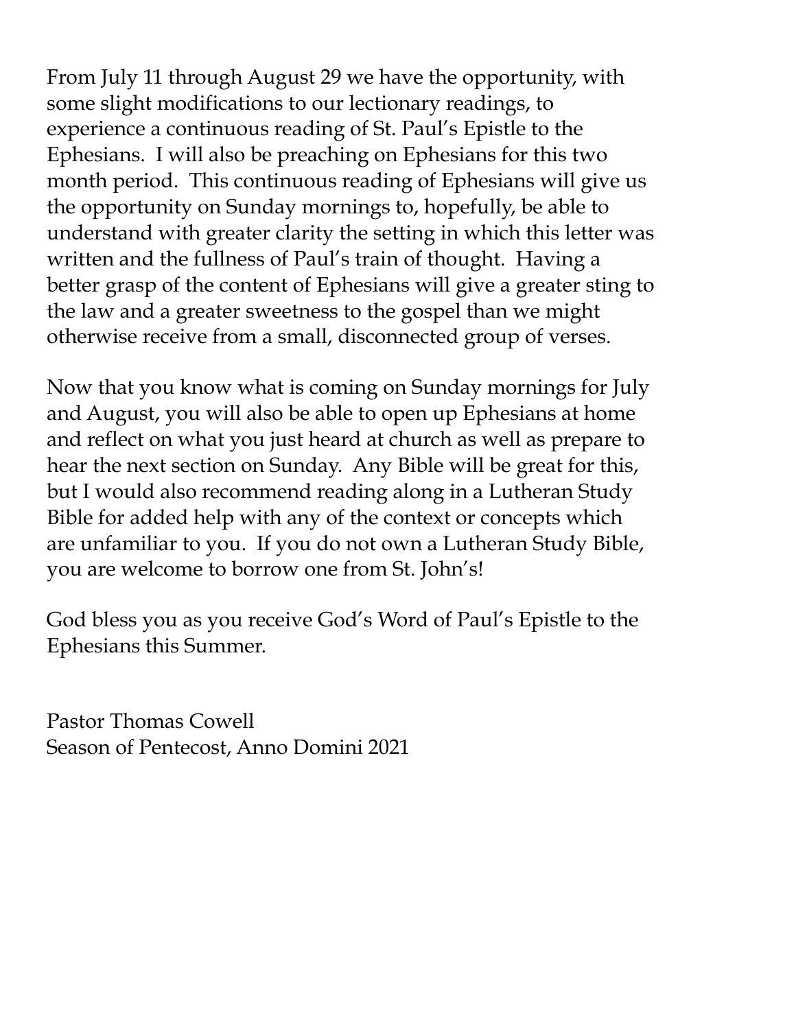From July 11 through August 29 we have the opportunity, with some slight modifications to our lectionary readings, to experience a continuous reading of St. Paul's Epistle to the Ephesians. I will also be preaching on Ephesians for this two month period. This continuous reading of Ephesians will give us the opportunity on Sunday mornings to, hopefully, be able to understand with greater clarity the setting in which this letter was written and the fullness of Paul's train of thought. Having a better grasp of the content of Ephesians will give a greater sting to the law and a greater sweetness to the gospel than we might otherwise receive from a small, disconnected group of verses.

Now that you know what is coming on Sunday mornings for July and August, you will also be able to open up Ephesians at home and reflect on what you just heard at church as well as prepare to hear the next section on Sunday. Any Bible will be great for this, but I would also recommend reading along in a Lutheran Study Bible for added help with any of the context or concepts which are unfamiliar to you. If you do not own a Lutheran Study Bible, you are welcome to borrow one from St. John's!

God bless you as you receive God's Word of Paul's Epistle to the Ephesians this Summer.

Pastor Thomas Cowell
Season of Pentecost, Anno Domini 2021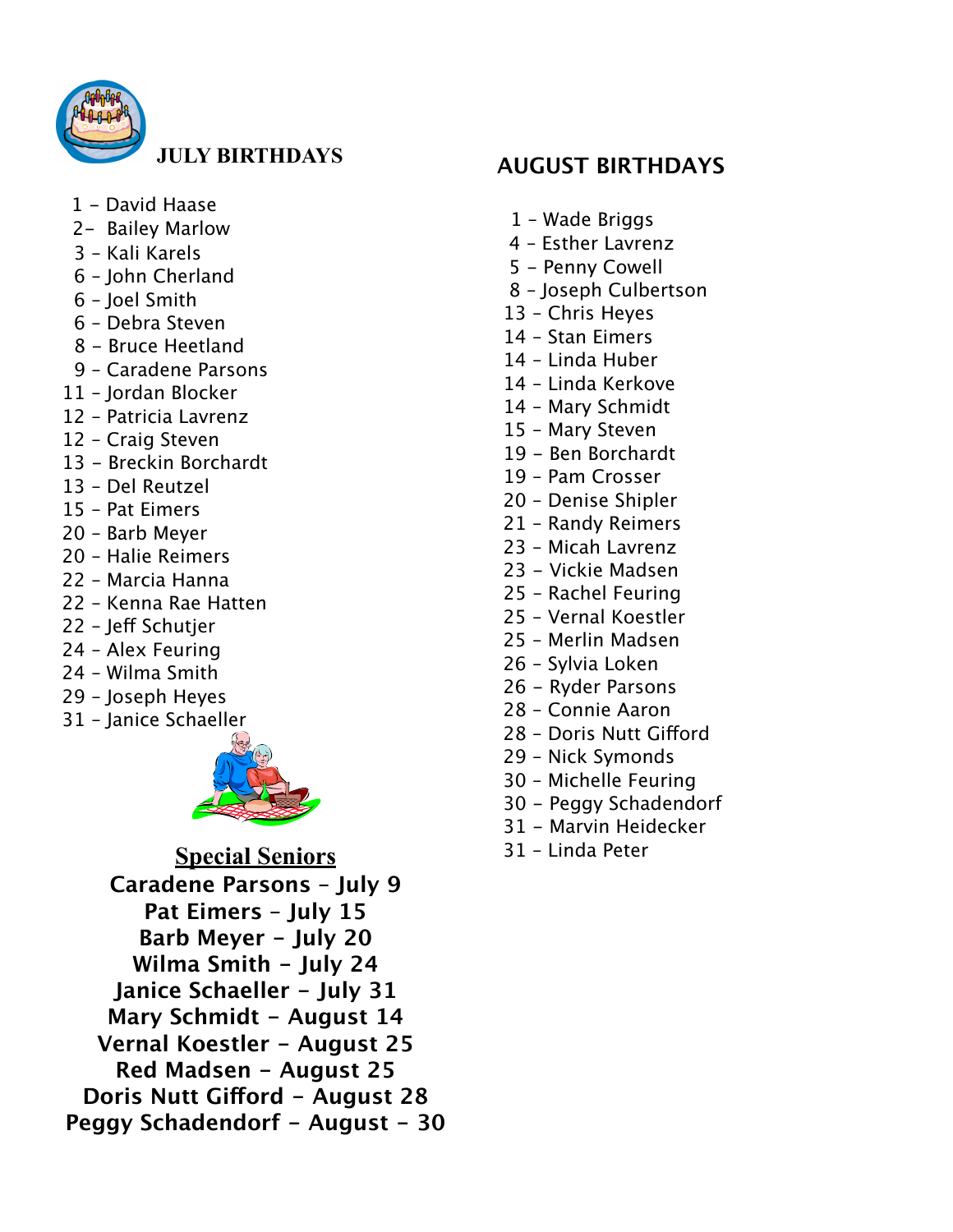## JULY BIRTHDAYS

1 – David Haase
2– Bailey Marlow
3 – Kali Karels
6 – John Cherland
6 – Joel Smith
6 – Debra Steven
8 – Bruce Heetland
9 – Caradene Parsons
11 – Jordan Blocker
12 – Patricia Lavrenz
12 – Craig Steven
13 – Breckin Borchardt
13 – Del Reutzel
15 – Pat Eimers
20 – Barb Meyer
20 – Halie Reimers
22 – Marcia Hanna
22 – Kenna Rae Hatten
22 – Jeff Schutjer
24 – Alex Feuring
24 – Wilma Smith
29 – Joseph Heyes
31 – Janice Schaeller

## Special Seniors

**Caradene Parsons – July 9**
**Pat Eimers – July 15**
**Barb Meyer – July 20**
**Wilma Smith – July 24**
**Janice Schaeller – July 31**
**Mary Schmidt – August 14**
**Vernal Koestler – August 25**
**Red Madsen – August 25**
**Doris Nutt Gifford – August 28**
**Peggy Schadendorf – August – 30**

## AUGUST BIRTHDAYS

1 – Wade Briggs
4 – Esther Lavrenz
5 – Penny Cowell
8 – Joseph Culbertson
13 – Chris Heyes
14 – Stan Eimers
14 – Linda Huber
14 – Linda Kerkove
14 – Mary Schmidt
15 – Mary Steven
19 – Ben Borchardt
19 – Pam Crosser
20 – Denise Shipler
21 – Randy Reimers
23 – Micah Lavrenz
23 – Vickie Madsen
25 – Rachel Feuring
25 – Vernal Koestler
25 – Merlin Madsen
26 – Sylvia Loken
26 – Ryder Parsons
28 – Connie Aaron
28 – Doris Nutt Gifford
29 – Nick Symonds
30 – Michelle Feuring
30 – Peggy Schadendorf
31 – Marvin Heidecker
31 – Linda Peter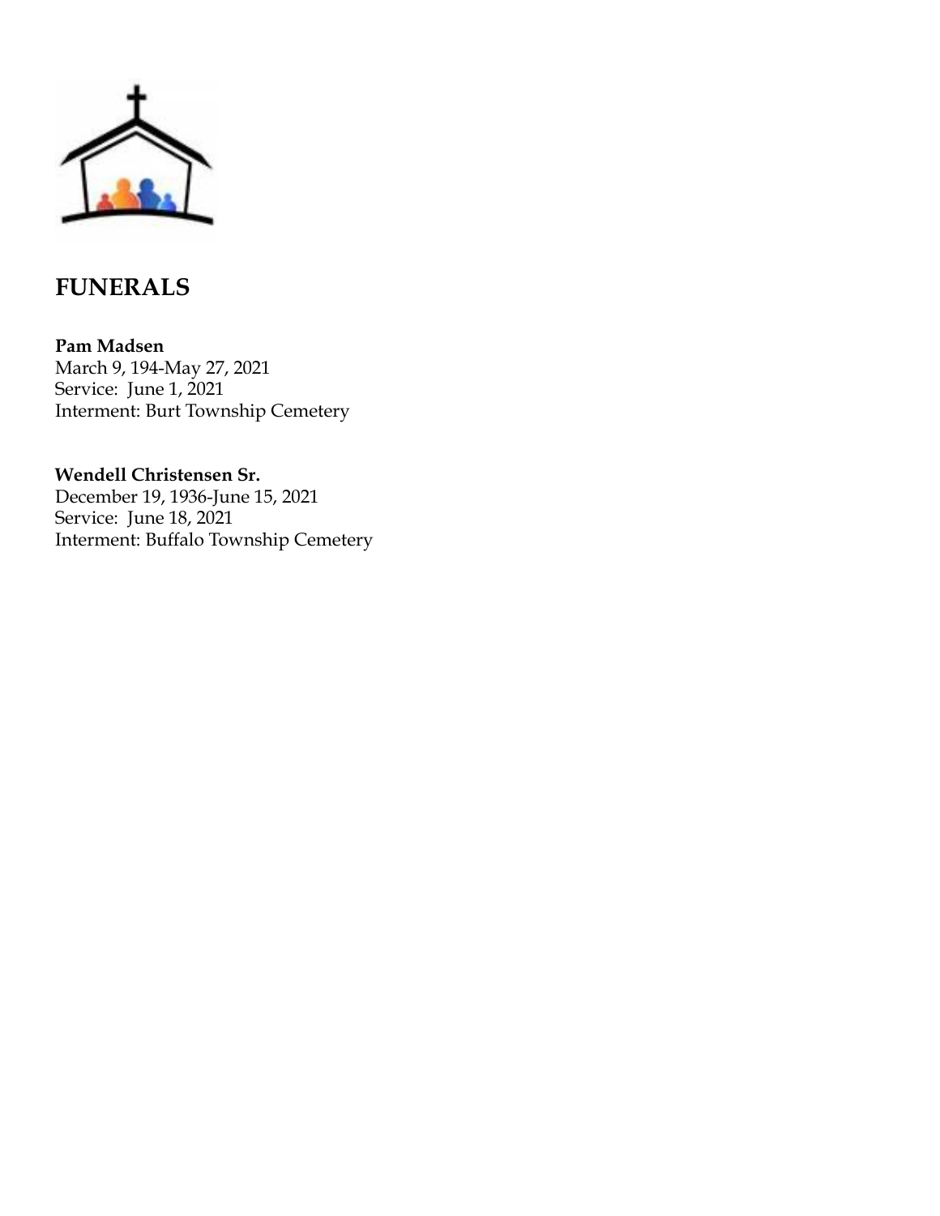## FUNERALS

**Pam Madsen**
March 9, 194-May 27, 2021
Service: June 1, 2021
Interment: Burt Township Cemetery

**Wendell Christensen Sr.**
December 19, 1936-June 15, 2021
Service: June 18, 2021
Interment: Buffalo Township Cemetery